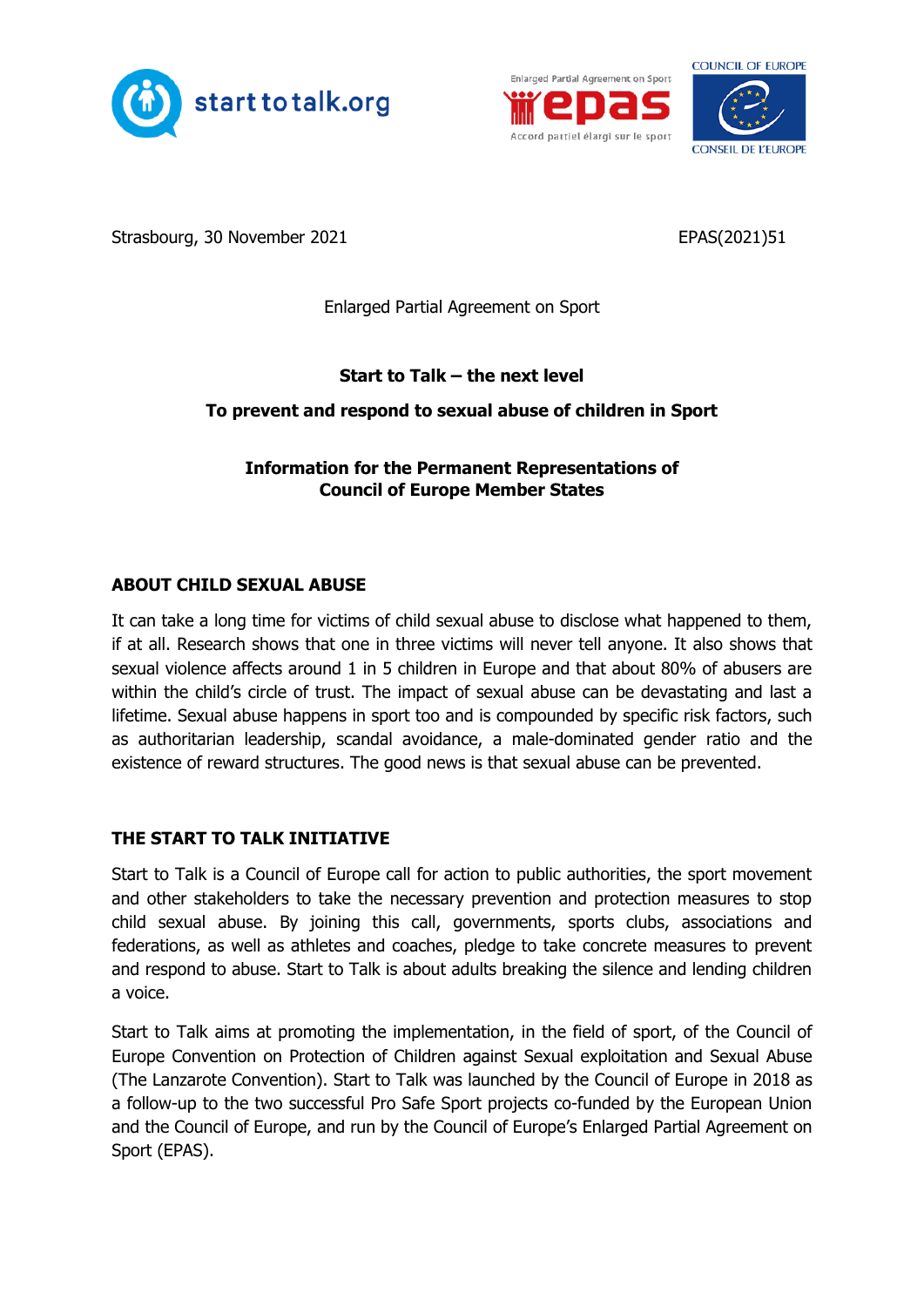Strasbourg, 30 November 2021

EPAS(2021)51

Enlarged Partial Agreement on Sport

# Start to Talk – the next level

## To prevent and respond to sexual abuse of children in Sport

### Information for the Permanent Representations of Council of Europe Member States

## ABOUT CHILD SEXUAL ABUSE

It can take a long time for victims of child sexual abuse to disclose what happened to them, if at all. Research shows that one in three victims will never tell anyone. It also shows that sexual violence affects around 1 in 5 children in Europe and that about 80% of abusers are within the child's circle of trust. The impact of sexual abuse can be devastating and last a lifetime. Sexual abuse happens in sport too and is compounded by specific risk factors, such as authoritarian leadership, scandal avoidance, a male-dominated gender ratio and the existence of reward structures. The good news is that sexual abuse can be prevented.

## THE START TO TALK INITIATIVE

Start to Talk is a Council of Europe call for action to public authorities, the sport movement and other stakeholders to take the necessary prevention and protection measures to stop child sexual abuse. By joining this call, governments, sports clubs, associations and federations, as well as athletes and coaches, pledge to take concrete measures to prevent and respond to abuse. Start to Talk is about adults breaking the silence and lending children a voice.

Start to Talk aims at promoting the implementation, in the field of sport, of the Council of Europe Convention on Protection of Children against Sexual exploitation and Sexual Abuse (The Lanzarote Convention). Start to Talk was launched by the Council of Europe in 2018 as a follow-up to the two successful Pro Safe Sport projects co-funded by the European Union and the Council of Europe, and run by the Council of Europe's Enlarged Partial Agreement on Sport (EPAS).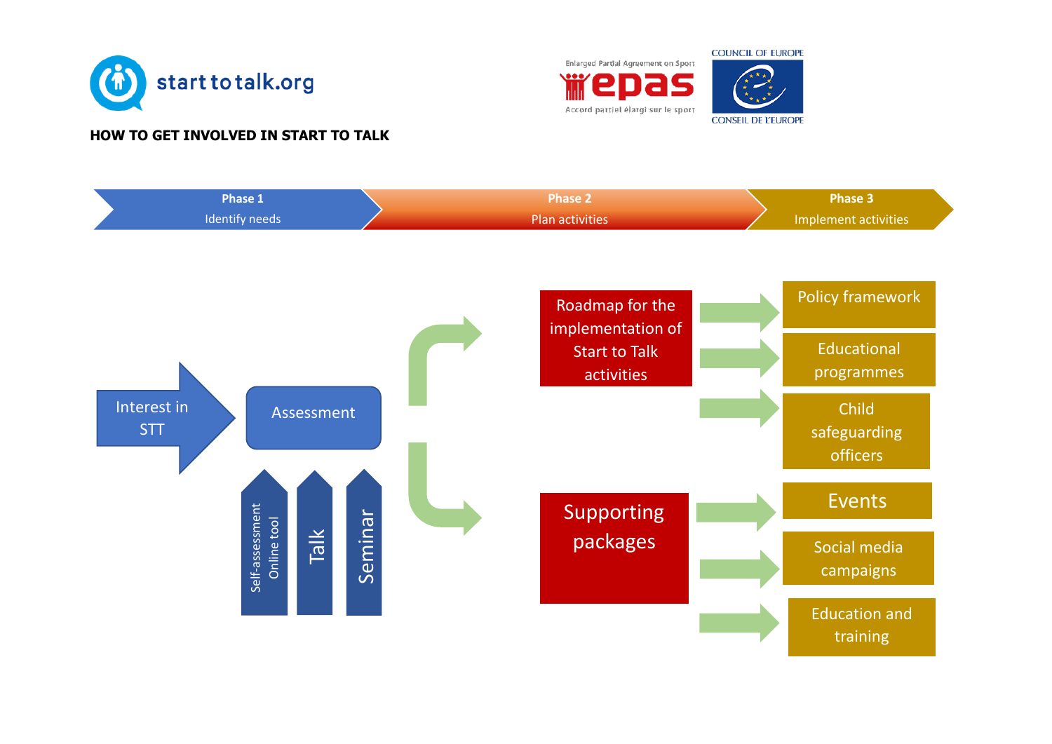start to talk.org

Enlarged Partial Agreement on Sport
epas
Accord partiel élargi sur le sport

COUNCIL OF EUROPE
CONSEIL DE L'EUROPE

**HOW TO GET INVOLVED IN START TO TALK**

**Phase 1** Identify needs

**Phase 2** Plan activities

**Phase 3** Implement activities

Interest in STT

Assessment

- Self-assessment Online tool
- Talk
- Seminar

Roadmap for the implementation of Start to Talk activities

- Policy framework
- Educational programmes
- Child safeguarding officers

Supporting packages

- Events
- Social media campaigns
- Education and training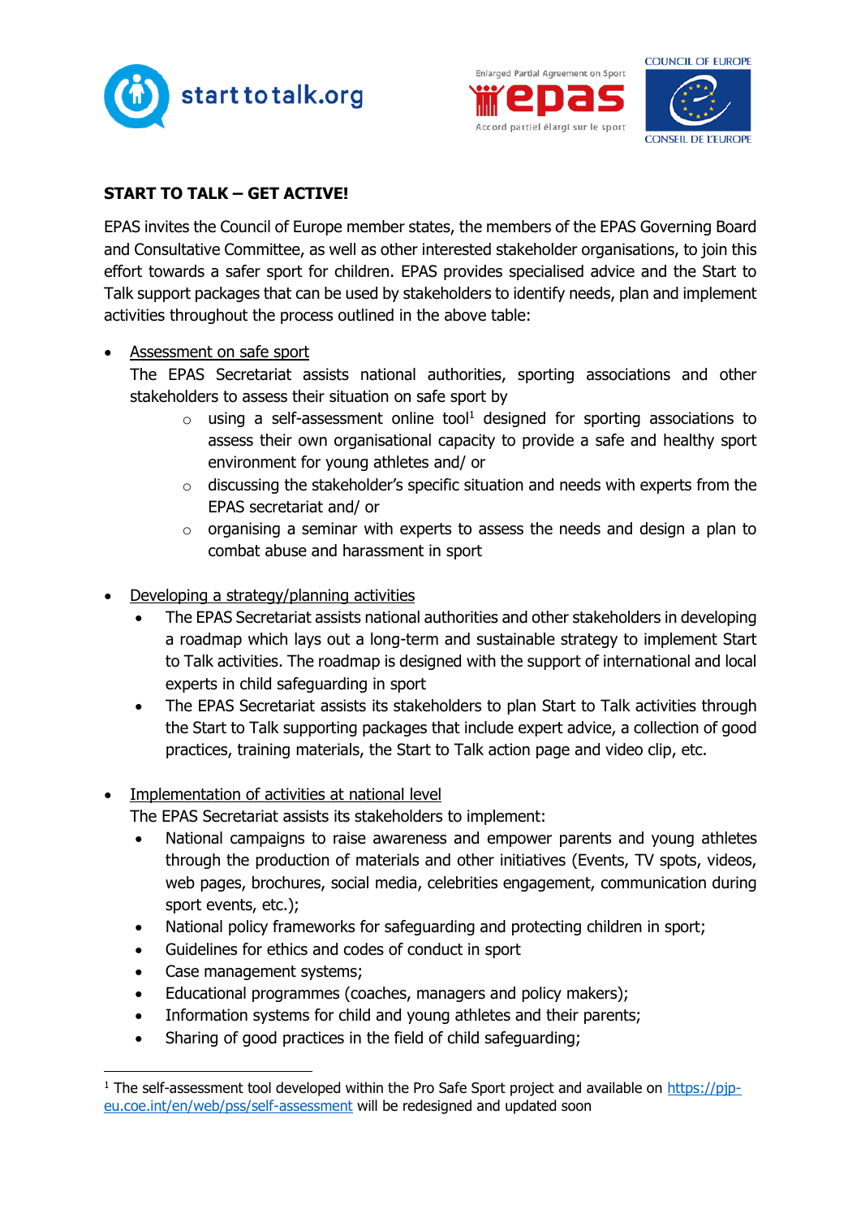## START TO TALK – GET ACTIVE!

EPAS invites the Council of Europe member states, the members of the EPAS Governing Board and Consultative Committee, as well as other interested stakeholder organisations, to join this effort towards a safer sport for children. EPAS provides specialised advice and the Start to Talk support packages that can be used by stakeholders to identify needs, plan and implement activities throughout the process outlined in the above table:

- Assessment on safe sport
  The EPAS Secretariat assists national authorities, sporting associations and other stakeholders to assess their situation on safe sport by
  - using a self-assessment online tool[1] designed for sporting associations to assess their own organisational capacity to provide a safe and healthy sport environment for young athletes and/ or
  - discussing the stakeholder's specific situation and needs with experts from the EPAS secretariat and/ or
  - organising a seminar with experts to assess the needs and design a plan to combat abuse and harassment in sport

- Developing a strategy/planning activities
  - The EPAS Secretariat assists national authorities and other stakeholders in developing a roadmap which lays out a long-term and sustainable strategy to implement Start to Talk activities. The roadmap is designed with the support of international and local experts in child safeguarding in sport
  - The EPAS Secretariat assists its stakeholders to plan Start to Talk activities through the Start to Talk supporting packages that include expert advice, a collection of good practices, training materials, the Start to Talk action page and video clip, etc.

- Implementation of activities at national level
  The EPAS Secretariat assists its stakeholders to implement:
  - National campaigns to raise awareness and empower parents and young athletes through the production of materials and other initiatives (Events, TV spots, videos, web pages, brochures, social media, celebrities engagement, communication during sport events, etc.);
  - National policy frameworks for safeguarding and protecting children in sport;
  - Guidelines for ethics and codes of conduct in sport
  - Case management systems;
  - Educational programmes (coaches, managers and policy makers);
  - Information systems for child and young athletes and their parents;
  - Sharing of good practices in the field of child safeguarding;

[1] The self-assessment tool developed within the Pro Safe Sport project and available on https://pjp-eu.coe.int/en/web/pss/self-assessment will be redesigned and updated soon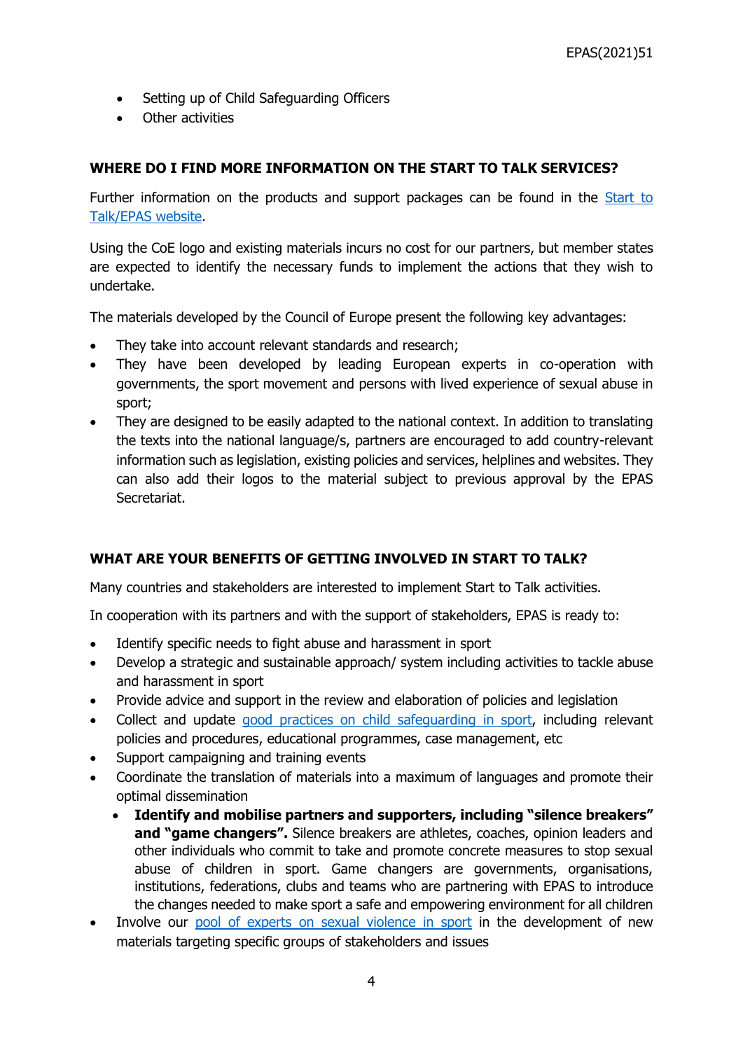- Setting up of Child Safeguarding Officers
- Other activities

**WHERE DO I FIND MORE INFORMATION ON THE START TO TALK SERVICES?**

Further information on the products and support packages can be found in the [Start to Talk/EPAS website]().

Using the CoE logo and existing materials incurs no cost for our partners, but member states are expected to identify the necessary funds to implement the actions that they wish to undertake.

The materials developed by the Council of Europe present the following key advantages:

- They take into account relevant standards and research;
- They have been developed by leading European experts in co-operation with governments, the sport movement and persons with lived experience of sexual abuse in sport;
- They are designed to be easily adapted to the national context. In addition to translating the texts into the national language/s, partners are encouraged to add country-relevant information such as legislation, existing policies and services, helplines and websites. They can also add their logos to the material subject to previous approval by the EPAS Secretariat.

**WHAT ARE YOUR BENEFITS OF GETTING INVOLVED IN START TO TALK?**

Many countries and stakeholders are interested to implement Start to Talk activities.

In cooperation with its partners and with the support of stakeholders, EPAS is ready to:

- Identify specific needs to fight abuse and harassment in sport
- Develop a strategic and sustainable approach/ system including activities to tackle abuse and harassment in sport
- Provide advice and support in the review and elaboration of policies and legislation
- Collect and update [good practices on child safeguarding in sport](), including relevant policies and procedures, educational programmes, case management, etc
- Support campaigning and training events
- Coordinate the translation of materials into a maximum of languages and promote their optimal dissemination
  - **Identify and mobilise partners and supporters, including "silence breakers" and "game changers".** Silence breakers are athletes, coaches, opinion leaders and other individuals who commit to take and promote concrete measures to stop sexual abuse of children in sport. Game changers are governments, organisations, institutions, federations, clubs and teams who are partnering with EPAS to introduce the changes needed to make sport a safe and empowering environment for all children
- Involve our [pool of experts on sexual violence in sport]() in the development of new materials targeting specific groups of stakeholders and issues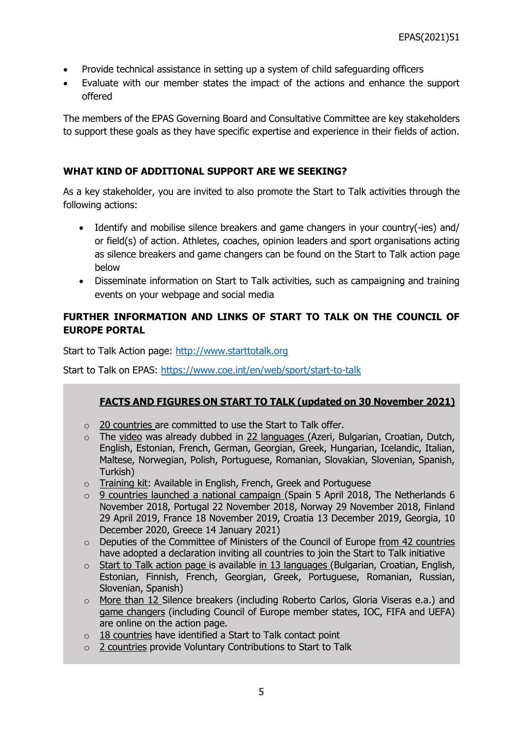- Provide technical assistance in setting up a system of child safeguarding officers
- Evaluate with our member states the impact of the actions and enhance the support offered

The members of the EPAS Governing Board and Consultative Committee are key stakeholders to support these goals as they have specific expertise and experience in their fields of action.

## WHAT KIND OF ADDITIONAL SUPPORT ARE WE SEEKING?

As a key stakeholder, you are invited to also promote the Start to Talk activities through the following actions:

- Identify and mobilise silence breakers and game changers in your country(-ies) and/ or field(s) of action. Athletes, coaches, opinion leaders and sport organisations acting as silence breakers and game changers can be found on the Start to Talk action page below
- Disseminate information on Start to Talk activities, such as campaigning and training events on your webpage and social media

## FURTHER INFORMATION AND LINKS OF START TO TALK ON THE COUNCIL OF EUROPE PORTAL

Start to Talk Action page: http://www.starttotalk.org

Start to Talk on EPAS: https://www.coe.int/en/web/sport/start-to-talk

### FACTS AND FIGURES ON START TO TALK (updated on 30 November 2021)

- 20 countries are committed to use the Start to Talk offer.
- The video was already dubbed in 22 languages (Azeri, Bulgarian, Croatian, Dutch, English, Estonian, French, German, Georgian, Greek, Hungarian, Icelandic, Italian, Maltese, Norwegian, Polish, Portuguese, Romanian, Slovakian, Slovenian, Spanish, Turkish)
- Training kit: Available in English, French, Greek and Portuguese
- 9 countries launched a national campaign (Spain 5 April 2018, The Netherlands 6 November 2018, Portugal 22 November 2018, Norway 29 November 2018, Finland 29 April 2019, France 18 November 2019, Croatia 13 December 2019, Georgia, 10 December 2020, Greece 14 January 2021)
- Deputies of the Committee of Ministers of the Council of Europe from 42 countries have adopted a declaration inviting all countries to join the Start to Talk initiative
- Start to Talk action page is available in 13 languages (Bulgarian, Croatian, English, Estonian, Finnish, French, Georgian, Greek, Portuguese, Romanian, Russian, Slovenian, Spanish)
- More than 12 Silence breakers (including Roberto Carlos, Gloria Viseras e.a.) and game changers (including Council of Europe member states, IOC, FIFA and UEFA) are online on the action page.
- 18 countries have identified a Start to Talk contact point
- 2 countries provide Voluntary Contributions to Start to Talk